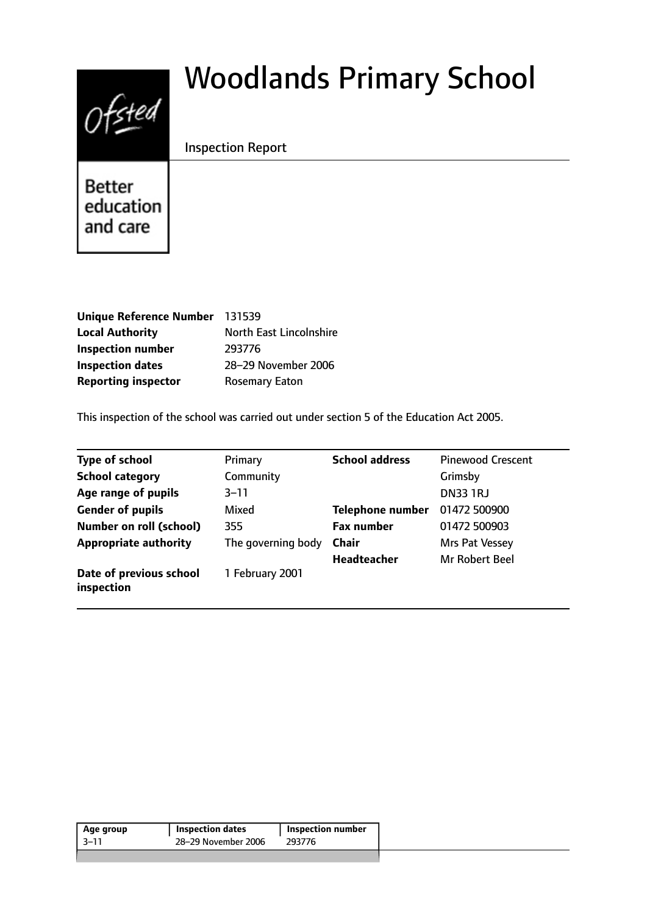# Woodlands Primary School

Inspection Report

Better education and care

| | |
|---|---|
| **Unique Reference Number** | 131539 |
| **Local Authority** | North East Lincolnshire |
| **Inspection number** | 293776 |
| **Inspection dates** | 28–29 November 2006 |
| **Reporting inspector** | Rosemary Eaton |

This inspection of the school was carried out under section 5 of the Education Act 2005.

| | | | |
|---|---|---|---|
| **Type of school** | Primary | **School address** | Pinewood Crescent |
| **School category** | Community | | Grimsby |
| **Age range of pupils** | 3–11 | | DN33 1RJ |
| **Gender of pupils** | Mixed | **Telephone number** | 01472 500900 |
| **Number on roll (school)** | 355 | **Fax number** | 01472 500903 |
| **Appropriate authority** | The governing body | **Chair** | Mrs Pat Vessey |
| | | **Headteacher** | Mr Robert Beel |
| **Date of previous school inspection** | 1 February 2001 | | |

| Age group | Inspection dates | Inspection number |
|---|---|---|
| 3–11 | 28–29 November 2006 | 293776 |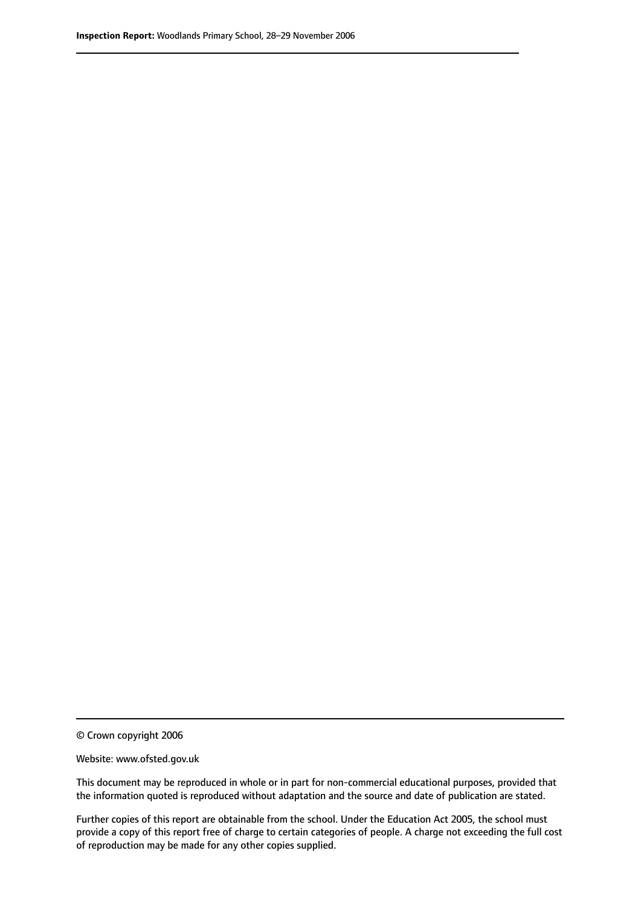© Crown copyright 2006

Website: www.ofsted.gov.uk

This document may be reproduced in whole or in part for non-commercial educational purposes, provided that the information quoted is reproduced without adaptation and the source and date of publication are stated.

Further copies of this report are obtainable from the school. Under the Education Act 2005, the school must provide a copy of this report free of charge to certain categories of people. A charge not exceeding the full cost of reproduction may be made for any other copies supplied.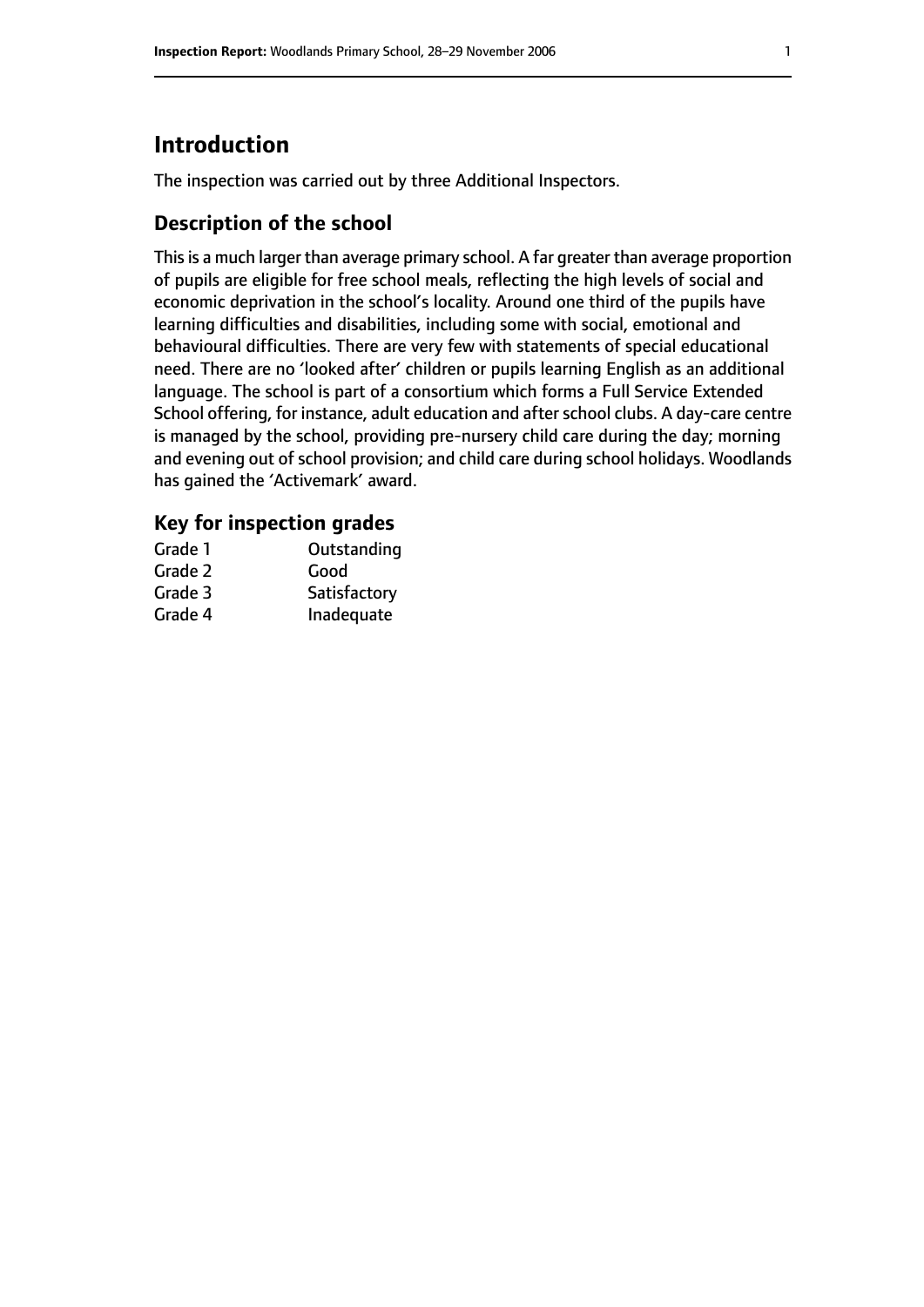# Introduction

The inspection was carried out by three Additional Inspectors.

## Description of the school

This is a much larger than average primary school. A far greater than average proportion of pupils are eligible for free school meals, reflecting the high levels of social and economic deprivation in the school's locality. Around one third of the pupils have learning difficulties and disabilities, including some with social, emotional and behavioural difficulties. There are very few with statements of special educational need. There are no 'looked after' children or pupils learning English as an additional language. The school is part of a consortium which forms a Full Service Extended School offering, for instance, adult education and after school clubs. A day-care centre is managed by the school, providing pre-nursery child care during the day; morning and evening out of school provision; and child care during school holidays. Woodlands has gained the 'Activemark' award.

## Key for inspection grades

| | |
|---|---|
| Grade 1 | Outstanding |
| Grade 2 | Good |
| Grade 3 | Satisfactory |
| Grade 4 | Inadequate |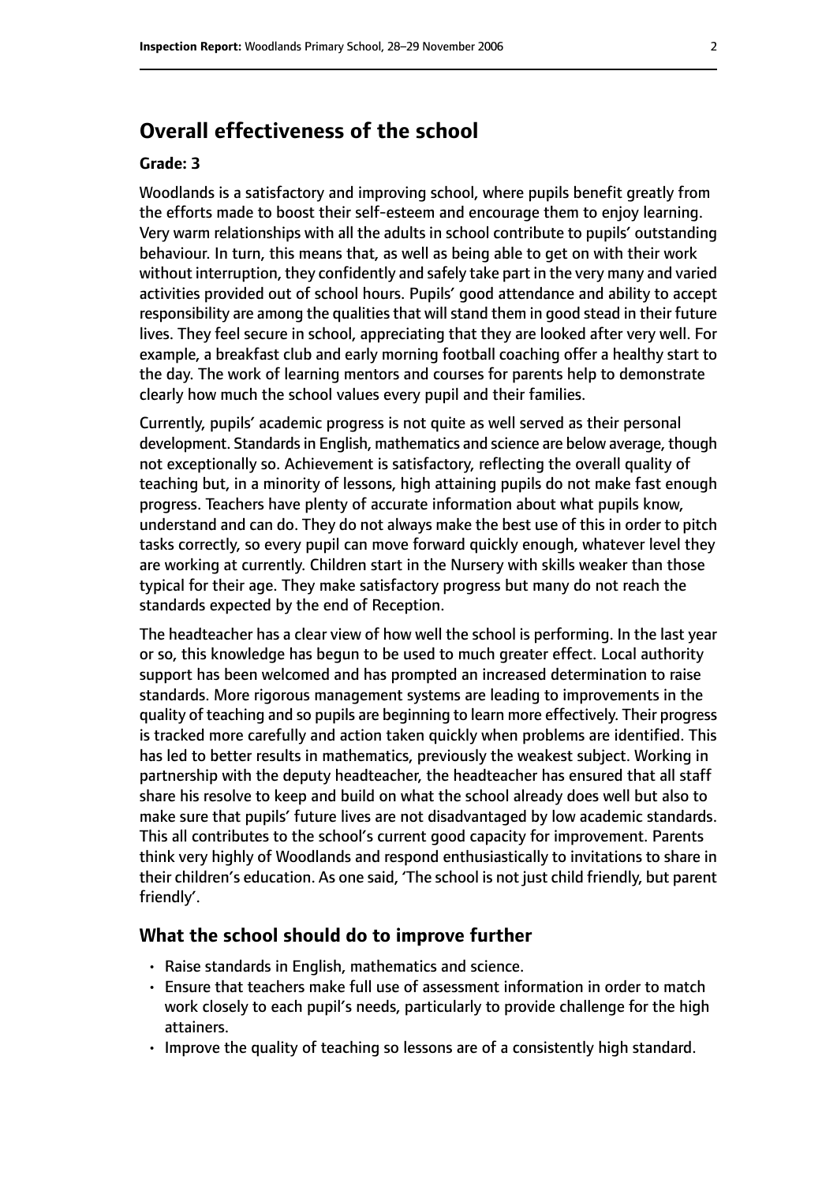## Overall effectiveness of the school

### Grade: 3

Woodlands is a satisfactory and improving school, where pupils benefit greatly from the efforts made to boost their self-esteem and encourage them to enjoy learning. Very warm relationships with all the adults in school contribute to pupils' outstanding behaviour. In turn, this means that, as well as being able to get on with their work without interruption, they confidently and safely take part in the very many and varied activities provided out of school hours. Pupils' good attendance and ability to accept responsibility are among the qualities that will stand them in good stead in their future lives. They feel secure in school, appreciating that they are looked after very well. For example, a breakfast club and early morning football coaching offer a healthy start to the day. The work of learning mentors and courses for parents help to demonstrate clearly how much the school values every pupil and their families.

Currently, pupils' academic progress is not quite as well served as their personal development. Standards in English, mathematics and science are below average, though not exceptionally so. Achievement is satisfactory, reflecting the overall quality of teaching but, in a minority of lessons, high attaining pupils do not make fast enough progress. Teachers have plenty of accurate information about what pupils know, understand and can do. They do not always make the best use of this in order to pitch tasks correctly, so every pupil can move forward quickly enough, whatever level they are working at currently. Children start in the Nursery with skills weaker than those typical for their age. They make satisfactory progress but many do not reach the standards expected by the end of Reception.

The headteacher has a clear view of how well the school is performing. In the last year or so, this knowledge has begun to be used to much greater effect. Local authority support has been welcomed and has prompted an increased determination to raise standards. More rigorous management systems are leading to improvements in the quality of teaching and so pupils are beginning to learn more effectively. Their progress is tracked more carefully and action taken quickly when problems are identified. This has led to better results in mathematics, previously the weakest subject. Working in partnership with the deputy headteacher, the headteacher has ensured that all staff share his resolve to keep and build on what the school already does well but also to make sure that pupils' future lives are not disadvantaged by low academic standards. This all contributes to the school's current good capacity for improvement. Parents think very highly of Woodlands and respond enthusiastically to invitations to share in their children's education. As one said, 'The school is not just child friendly, but parent friendly'.

## What the school should do to improve further

- Raise standards in English, mathematics and science.
- Ensure that teachers make full use of assessment information in order to match work closely to each pupil's needs, particularly to provide challenge for the high attainers.
- Improve the quality of teaching so lessons are of a consistently high standard.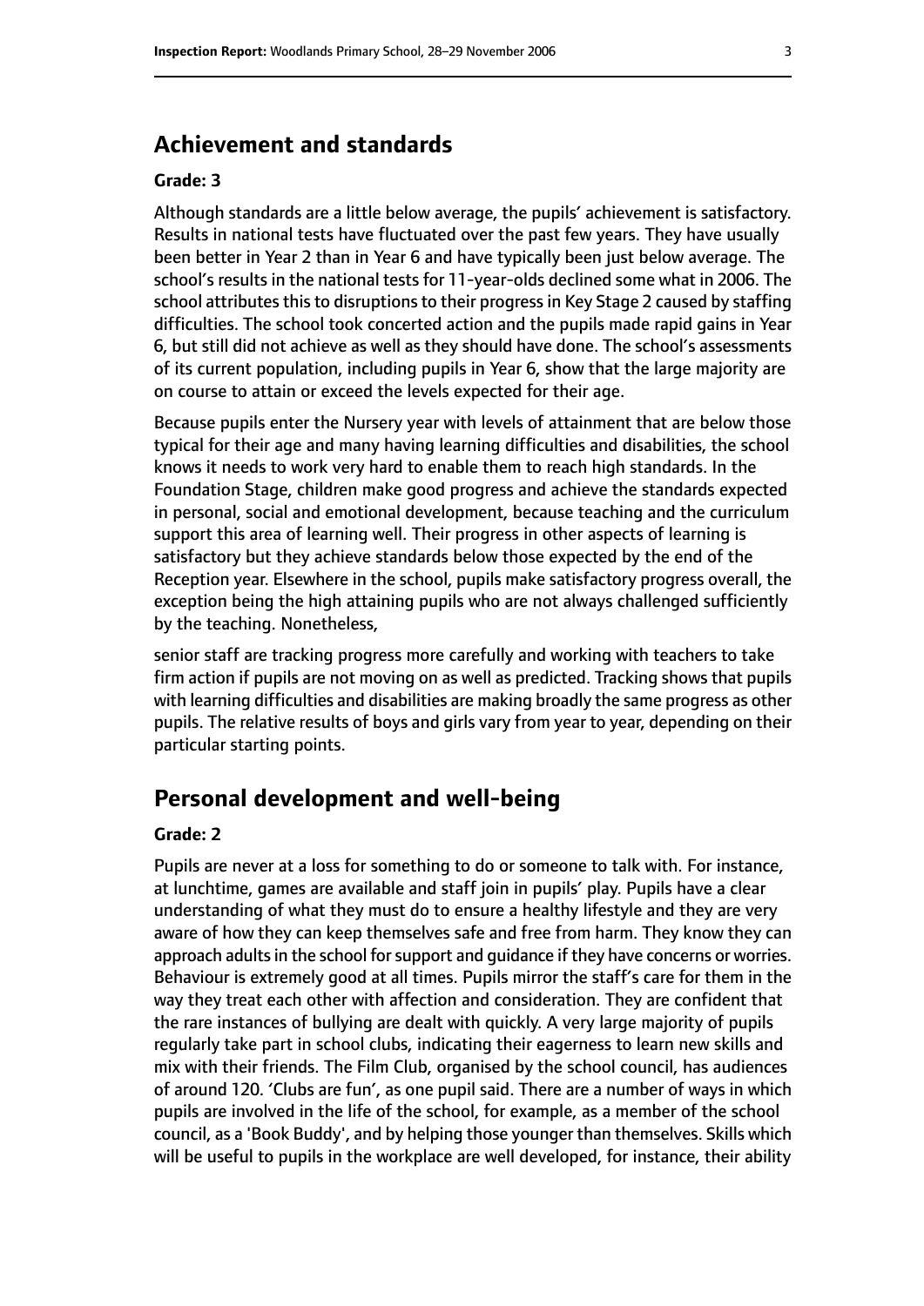## Achievement and standards

### Grade: 3

Although standards are a little below average, the pupils' achievement is satisfactory. Results in national tests have fluctuated over the past few years. They have usually been better in Year 2 than in Year 6 and have typically been just below average. The school's results in the national tests for 11-year-olds declined some what in 2006. The school attributes this to disruptions to their progress in Key Stage 2 caused by staffing difficulties. The school took concerted action and the pupils made rapid gains in Year 6, but still did not achieve as well as they should have done. The school's assessments of its current population, including pupils in Year 6, show that the large majority are on course to attain or exceed the levels expected for their age.

Because pupils enter the Nursery year with levels of attainment that are below those typical for their age and many having learning difficulties and disabilities, the school knows it needs to work very hard to enable them to reach high standards. In the Foundation Stage, children make good progress and achieve the standards expected in personal, social and emotional development, because teaching and the curriculum support this area of learning well. Their progress in other aspects of learning is satisfactory but they achieve standards below those expected by the end of the Reception year. Elsewhere in the school, pupils make satisfactory progress overall, the exception being the high attaining pupils who are not always challenged sufficiently by the teaching. Nonetheless,

senior staff are tracking progress more carefully and working with teachers to take firm action if pupils are not moving on as well as predicted. Tracking shows that pupils with learning difficulties and disabilities are making broadly the same progress as other pupils. The relative results of boys and girls vary from year to year, depending on their particular starting points.

## Personal development and well-being

### Grade: 2

Pupils are never at a loss for something to do or someone to talk with. For instance, at lunchtime, games are available and staff join in pupils' play. Pupils have a clear understanding of what they must do to ensure a healthy lifestyle and they are very aware of how they can keep themselves safe and free from harm. They know they can approach adults in the school for support and guidance if they have concerns or worries. Behaviour is extremely good at all times. Pupils mirror the staff's care for them in the way they treat each other with affection and consideration. They are confident that the rare instances of bullying are dealt with quickly. A very large majority of pupils regularly take part in school clubs, indicating their eagerness to learn new skills and mix with their friends. The Film Club, organised by the school council, has audiences of around 120. 'Clubs are fun', as one pupil said. There are a number of ways in which pupils are involved in the life of the school, for example, as a member of the school council, as a 'Book Buddy', and by helping those younger than themselves. Skills which will be useful to pupils in the workplace are well developed, for instance, their ability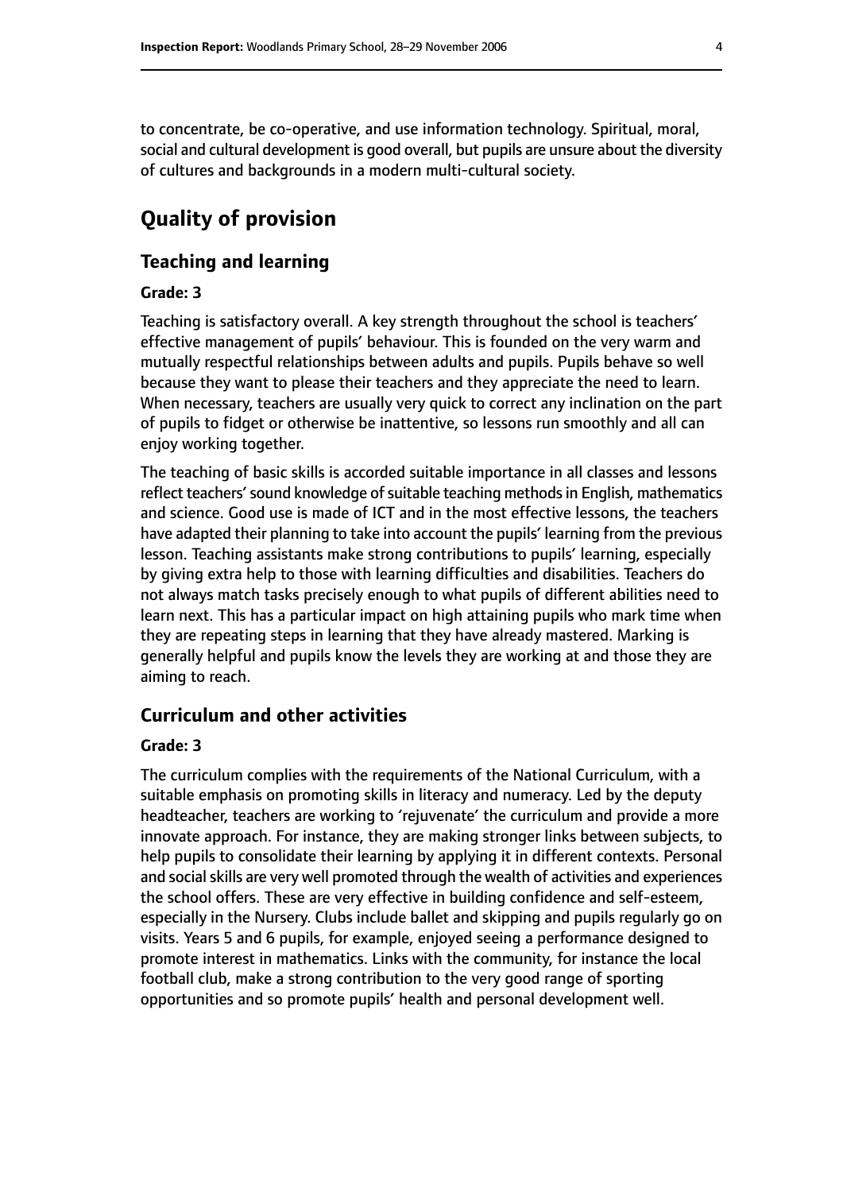to concentrate, be co-operative, and use information technology. Spiritual, moral, social and cultural development is good overall, but pupils are unsure about the diversity of cultures and backgrounds in a modern multi-cultural society.

# Quality of provision

## Teaching and learning

### Grade: 3

Teaching is satisfactory overall. A key strength throughout the school is teachers' effective management of pupils' behaviour. This is founded on the very warm and mutually respectful relationships between adults and pupils. Pupils behave so well because they want to please their teachers and they appreciate the need to learn. When necessary, teachers are usually very quick to correct any inclination on the part of pupils to fidget or otherwise be inattentive, so lessons run smoothly and all can enjoy working together.

The teaching of basic skills is accorded suitable importance in all classes and lessons reflect teachers' sound knowledge of suitable teaching methods in English, mathematics and science. Good use is made of ICT and in the most effective lessons, the teachers have adapted their planning to take into account the pupils' learning from the previous lesson. Teaching assistants make strong contributions to pupils' learning, especially by giving extra help to those with learning difficulties and disabilities. Teachers do not always match tasks precisely enough to what pupils of different abilities need to learn next. This has a particular impact on high attaining pupils who mark time when they are repeating steps in learning that they have already mastered. Marking is generally helpful and pupils know the levels they are working at and those they are aiming to reach.

## Curriculum and other activities

### Grade: 3

The curriculum complies with the requirements of the National Curriculum, with a suitable emphasis on promoting skills in literacy and numeracy. Led by the deputy headteacher, teachers are working to 'rejuvenate' the curriculum and provide a more innovate approach. For instance, they are making stronger links between subjects, to help pupils to consolidate their learning by applying it in different contexts. Personal and social skills are very well promoted through the wealth of activities and experiences the school offers. These are very effective in building confidence and self-esteem, especially in the Nursery. Clubs include ballet and skipping and pupils regularly go on visits. Years 5 and 6 pupils, for example, enjoyed seeing a performance designed to promote interest in mathematics. Links with the community, for instance the local football club, make a strong contribution to the very good range of sporting opportunities and so promote pupils' health and personal development well.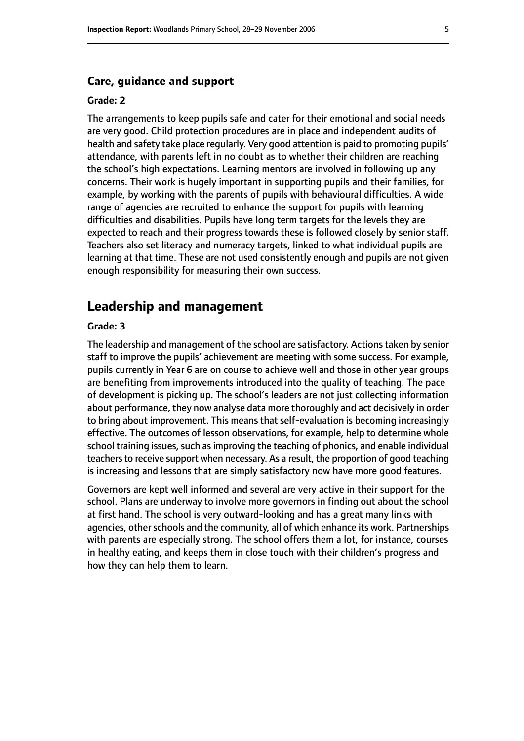## Care, guidance and support

### Grade: 2

The arrangements to keep pupils safe and cater for their emotional and social needs are very good. Child protection procedures are in place and independent audits of health and safety take place regularly. Very good attention is paid to promoting pupils' attendance, with parents left in no doubt as to whether their children are reaching the school's high expectations. Learning mentors are involved in following up any concerns. Their work is hugely important in supporting pupils and their families, for example, by working with the parents of pupils with behavioural difficulties. A wide range of agencies are recruited to enhance the support for pupils with learning difficulties and disabilities. Pupils have long term targets for the levels they are expected to reach and their progress towards these is followed closely by senior staff. Teachers also set literacy and numeracy targets, linked to what individual pupils are learning at that time. These are not used consistently enough and pupils are not given enough responsibility for measuring their own success.

# Leadership and management

### Grade: 3

The leadership and management of the school are satisfactory. Actions taken by senior staff to improve the pupils' achievement are meeting with some success. For example, pupils currently in Year 6 are on course to achieve well and those in other year groups are benefiting from improvements introduced into the quality of teaching. The pace of development is picking up. The school's leaders are not just collecting information about performance, they now analyse data more thoroughly and act decisively in order to bring about improvement. This means that self-evaluation is becoming increasingly effective. The outcomes of lesson observations, for example, help to determine whole school training issues, such as improving the teaching of phonics, and enable individual teachers to receive support when necessary. As a result, the proportion of good teaching is increasing and lessons that are simply satisfactory now have more good features.

Governors are kept well informed and several are very active in their support for the school. Plans are underway to involve more governors in finding out about the school at first hand. The school is very outward-looking and has a great many links with agencies, other schools and the community, all of which enhance its work. Partnerships with parents are especially strong. The school offers them a lot, for instance, courses in healthy eating, and keeps them in close touch with their children's progress and how they can help them to learn.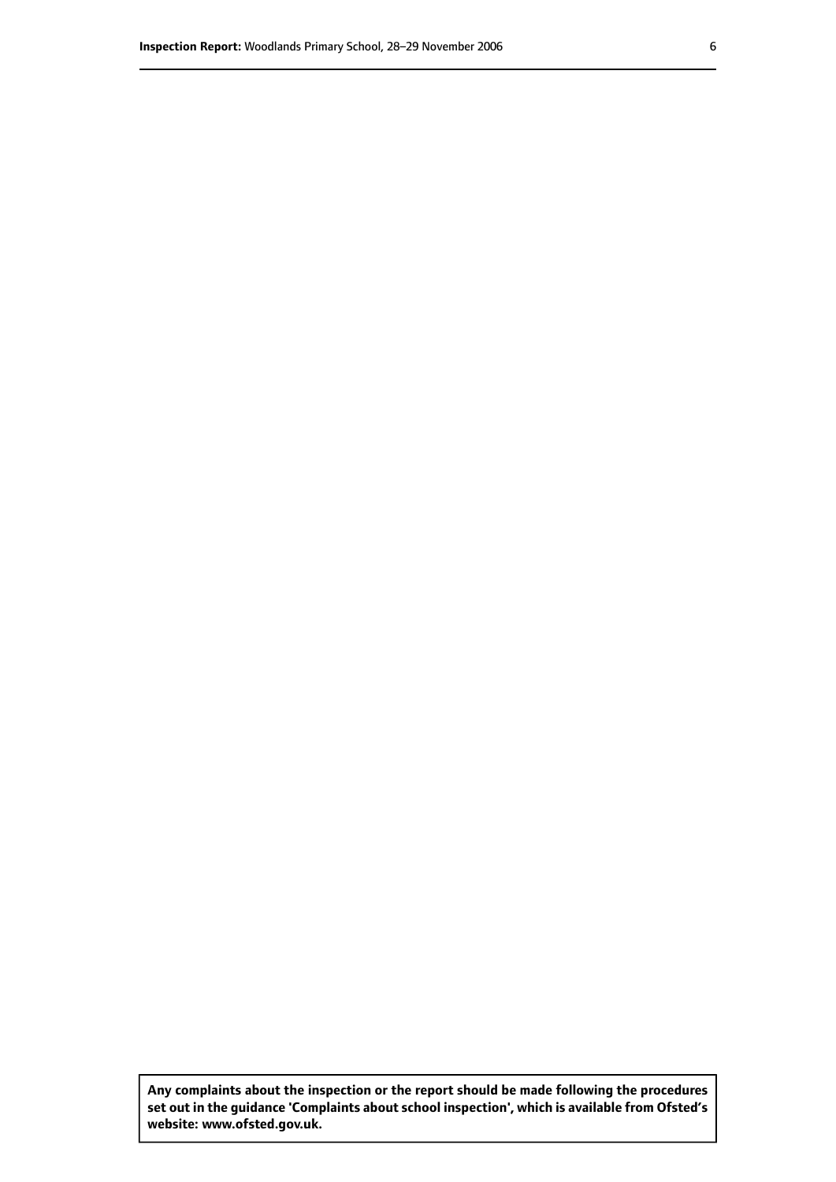**Any complaints about the inspection or the report should be made following the procedures set out in the guidance 'Complaints about school inspection', which is available from Ofsted's website: www.ofsted.gov.uk.**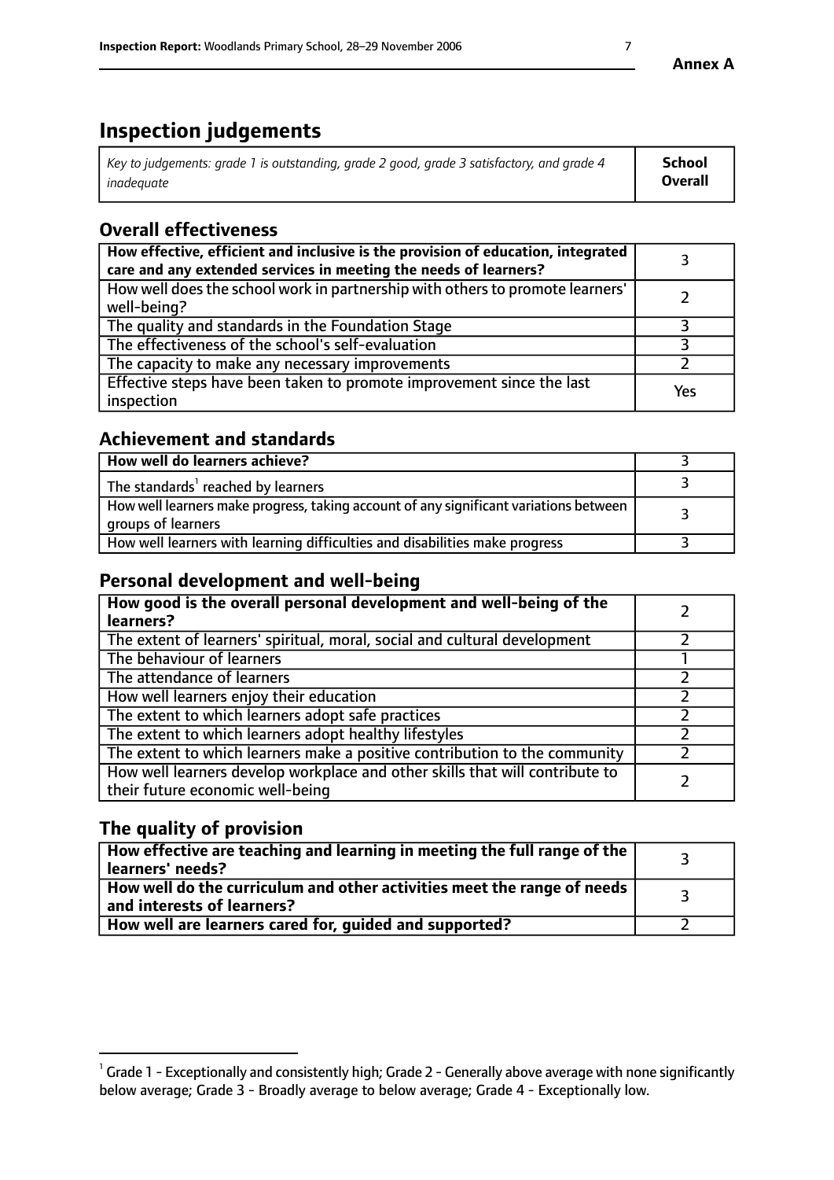# Inspection judgements

| *Key to judgements: grade 1 is outstanding, grade 2 good, grade 3 satisfactory, and grade 4 inadequate* | **School Overall** |
|---|---|

## Overall effectiveness

| | |
|---|---|
| **How effective, efficient and inclusive is the provision of education, integrated care and any extended services in meeting the needs of learners?** | 3 |
| How well does the school work in partnership with others to promote learners' well-being? | 2 |
| The quality and standards in the Foundation Stage | 3 |
| The effectiveness of the school's self-evaluation | 3 |
| The capacity to make any necessary improvements | 2 |
| Effective steps have been taken to promote improvement since the last inspection | Yes |

## Achievement and standards

| | |
|---|---|
| **How well do learners achieve?** | 3 |
| The standards[1] reached by learners | 3 |
| How well learners make progress, taking account of any significant variations between groups of learners | 3 |
| How well learners with learning difficulties and disabilities make progress | 3 |

## Personal development and well-being

| | |
|---|---|
| **How good is the overall personal development and well-being of the learners?** | 2 |
| The extent of learners' spiritual, moral, social and cultural development | 2 |
| The behaviour of learners | 1 |
| The attendance of learners | 2 |
| How well learners enjoy their education | 2 |
| The extent to which learners adopt safe practices | 2 |
| The extent to which learners adopt healthy lifestyles | 2 |
| The extent to which learners make a positive contribution to the community | 2 |
| How well learners develop workplace and other skills that will contribute to their future economic well-being | 2 |

## The quality of provision

| | |
|---|---|
| **How effective are teaching and learning in meeting the full range of the learners' needs?** | 3 |
| **How well do the curriculum and other activities meet the range of needs and interests of learners?** | 3 |
| **How well are learners cared for, guided and supported?** | 2 |

[1] Grade 1 - Exceptionally and consistently high; Grade 2 - Generally above average with none significantly below average; Grade 3 - Broadly average to below average; Grade 4 - Exceptionally low.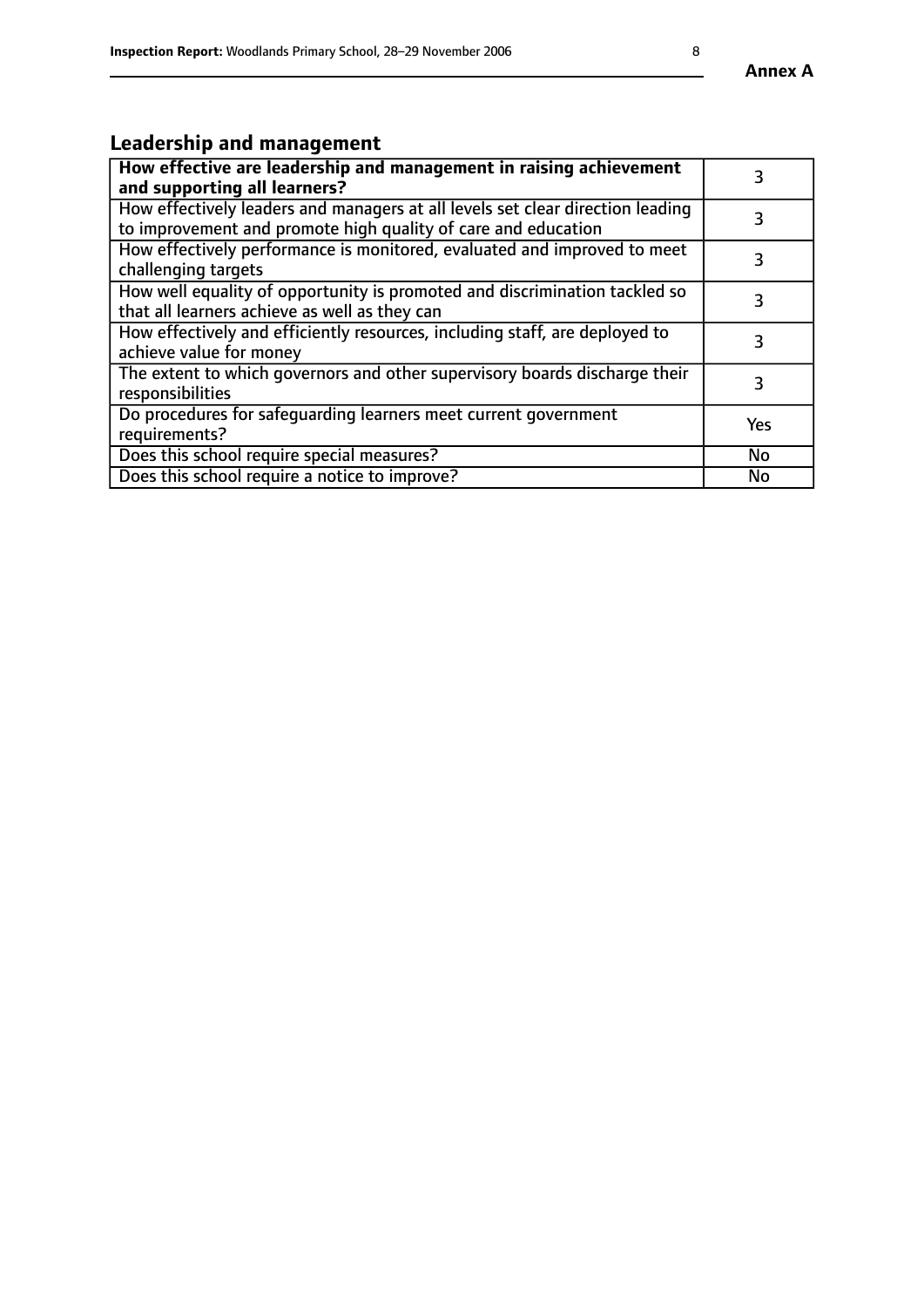## Leadership and management

| | |
|---|---|
| **How effective are leadership and management in raising achievement and supporting all learners?** | 3 |
| How effectively leaders and managers at all levels set clear direction leading to improvement and promote high quality of care and education | 3 |
| How effectively performance is monitored, evaluated and improved to meet challenging targets | 3 |
| How well equality of opportunity is promoted and discrimination tackled so that all learners achieve as well as they can | 3 |
| How effectively and efficiently resources, including staff, are deployed to achieve value for money | 3 |
| The extent to which governors and other supervisory boards discharge their responsibilities | 3 |
| Do procedures for safeguarding learners meet current government requirements? | Yes |
| Does this school require special measures? | No |
| Does this school require a notice to improve? | No |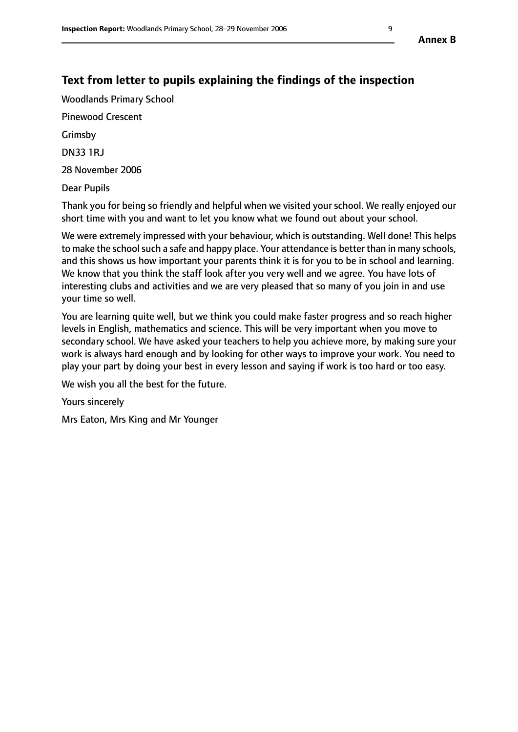## Text from letter to pupils explaining the findings of the inspection

Woodlands Primary School

Pinewood Crescent

Grimsby

DN33 1RJ

28 November 2006

Dear Pupils

Thank you for being so friendly and helpful when we visited your school. We really enjoyed our short time with you and want to let you know what we found out about your school.

We were extremely impressed with your behaviour, which is outstanding. Well done! This helps to make the school such a safe and happy place. Your attendance is better than in many schools, and this shows us how important your parents think it is for you to be in school and learning. We know that you think the staff look after you very well and we agree. You have lots of interesting clubs and activities and we are very pleased that so many of you join in and use your time so well.

You are learning quite well, but we think you could make faster progress and so reach higher levels in English, mathematics and science. This will be very important when you move to secondary school. We have asked your teachers to help you achieve more, by making sure your work is always hard enough and by looking for other ways to improve your work. You need to play your part by doing your best in every lesson and saying if work is too hard or too easy.

We wish you all the best for the future.

Yours sincerely

Mrs Eaton, Mrs King and Mr Younger